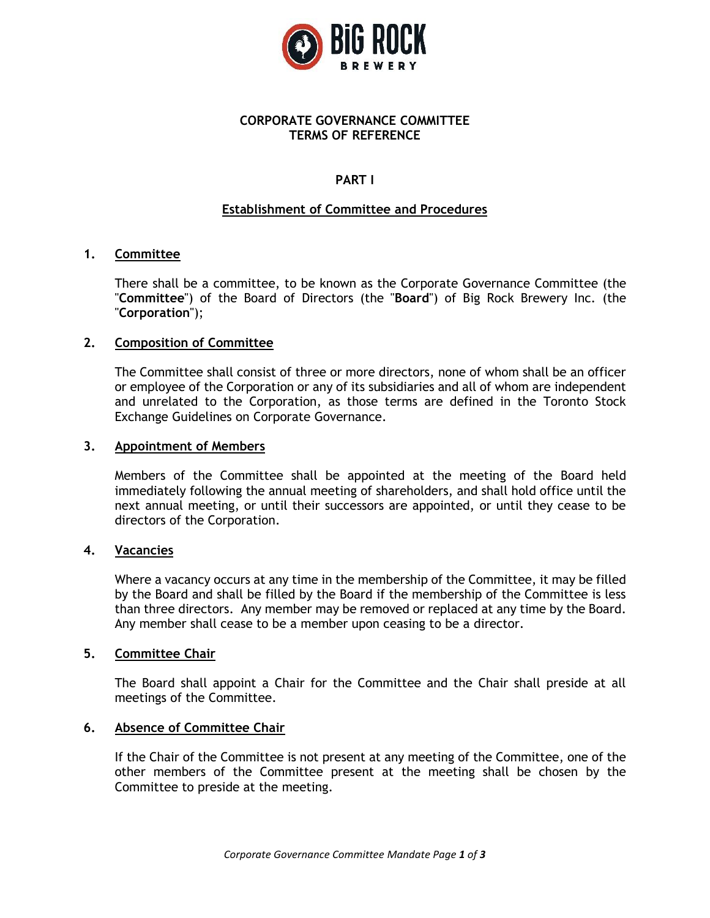# CORPORATE GOVERNANCE COMMITTEE
# TERMS OF REFERENCE

## PART I

## Establishment of Committee and Procedures

### 1. Committee

There shall be a committee, to be known as the Corporate Governance Committee (the "**Committee**") of the Board of Directors (the "**Board**") of Big Rock Brewery Inc. (the "**Corporation**");

### 2. Composition of Committee

The Committee shall consist of three or more directors, none of whom shall be an officer or employee of the Corporation or any of its subsidiaries and all of whom are independent and unrelated to the Corporation, as those terms are defined in the Toronto Stock Exchange Guidelines on Corporate Governance.

### 3. Appointment of Members

Members of the Committee shall be appointed at the meeting of the Board held immediately following the annual meeting of shareholders, and shall hold office until the next annual meeting, or until their successors are appointed, or until they cease to be directors of the Corporation.

### 4. Vacancies

Where a vacancy occurs at any time in the membership of the Committee, it may be filled by the Board and shall be filled by the Board if the membership of the Committee is less than three directors. Any member may be removed or replaced at any time by the Board. Any member shall cease to be a member upon ceasing to be a director.

### 5. Committee Chair

The Board shall appoint a Chair for the Committee and the Chair shall preside at all meetings of the Committee.

### 6. Absence of Committee Chair

If the Chair of the Committee is not present at any meeting of the Committee, one of the other members of the Committee present at the meeting shall be chosen by the Committee to preside at the meeting.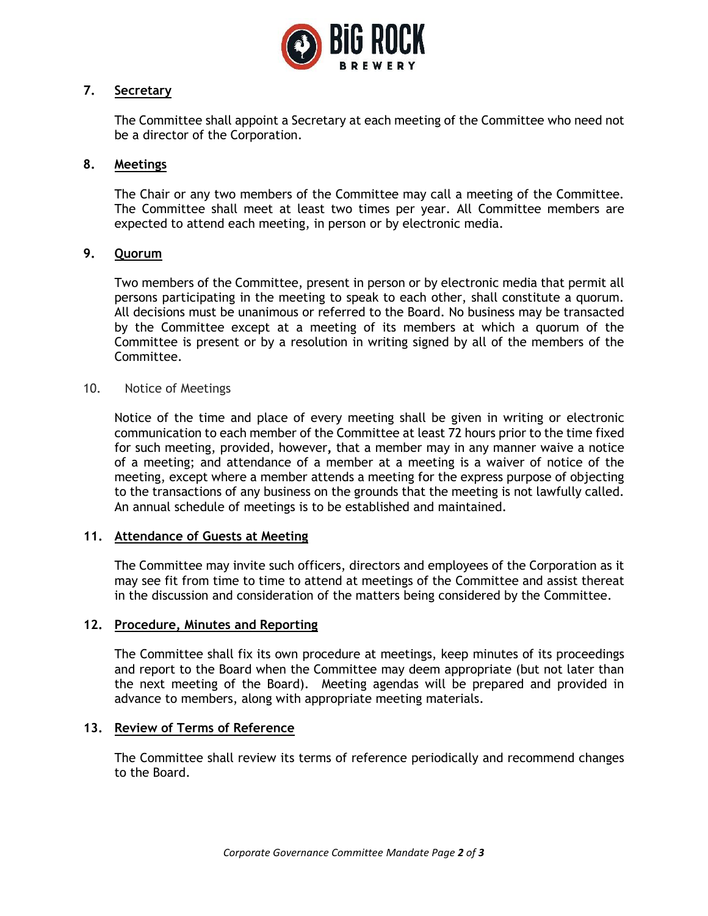## 7. Secretary

The Committee shall appoint a Secretary at each meeting of the Committee who need not be a director of the Corporation.

## 8. Meetings

The Chair or any two members of the Committee may call a meeting of the Committee. The Committee shall meet at least two times per year. All Committee members are expected to attend each meeting, in person or by electronic media.

## 9. Quorum

Two members of the Committee, present in person or by electronic media that permit all persons participating in the meeting to speak to each other, shall constitute a quorum. All decisions must be unanimous or referred to the Board. No business may be transacted by the Committee except at a meeting of its members at which a quorum of the Committee is present or by a resolution in writing signed by all of the members of the Committee.

## 10. Notice of Meetings

Notice of the time and place of every meeting shall be given in writing or electronic communication to each member of the Committee at least 72 hours prior to the time fixed for such meeting, provided, however, that a member may in any manner waive a notice of a meeting; and attendance of a member at a meeting is a waiver of notice of the meeting, except where a member attends a meeting for the express purpose of objecting to the transactions of any business on the grounds that the meeting is not lawfully called. An annual schedule of meetings is to be established and maintained.

## 11. Attendance of Guests at Meeting

The Committee may invite such officers, directors and employees of the Corporation as it may see fit from time to time to attend at meetings of the Committee and assist thereat in the discussion and consideration of the matters being considered by the Committee.

## 12. Procedure, Minutes and Reporting

The Committee shall fix its own procedure at meetings, keep minutes of its proceedings and report to the Board when the Committee may deem appropriate (but not later than the next meeting of the Board). Meeting agendas will be prepared and provided in advance to members, along with appropriate meeting materials.

## 13. Review of Terms of Reference

The Committee shall review its terms of reference periodically and recommend changes to the Board.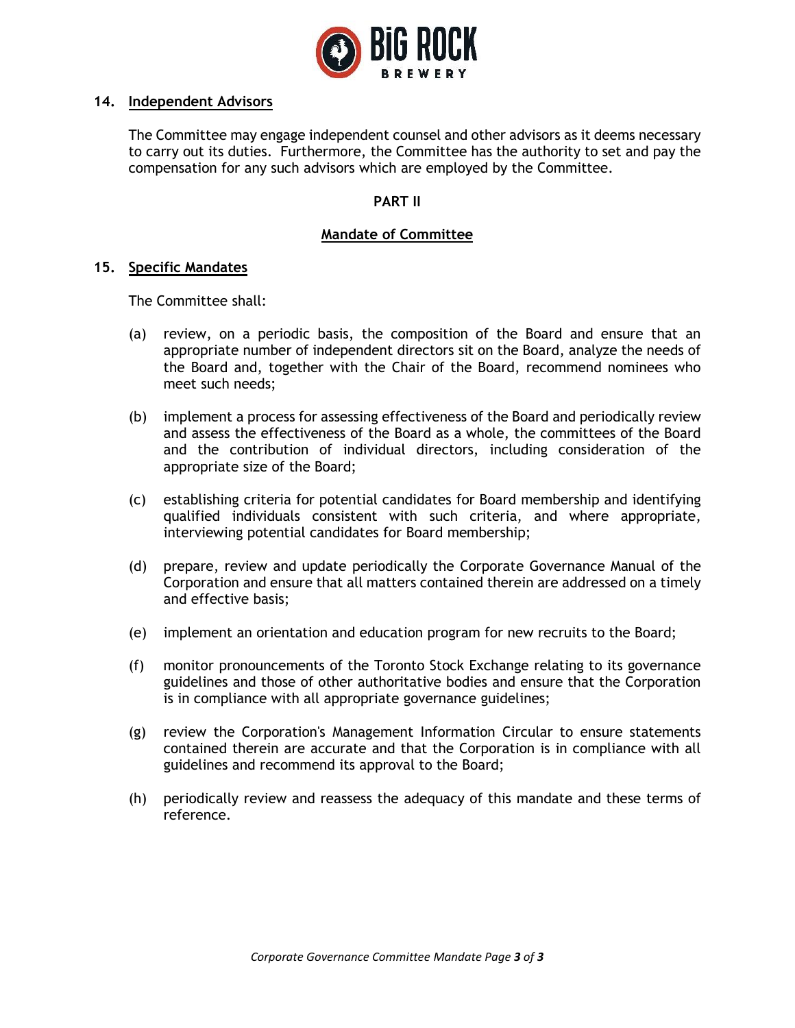## 14. Independent Advisors

The Committee may engage independent counsel and other advisors as it deems necessary to carry out its duties. Furthermore, the Committee has the authority to set and pay the compensation for any such advisors which are employed by the Committee.

# PART II

## Mandate of Committee

## 15. Specific Mandates

The Committee shall:

(a) review, on a periodic basis, the composition of the Board and ensure that an appropriate number of independent directors sit on the Board, analyze the needs of the Board and, together with the Chair of the Board, recommend nominees who meet such needs;

(b) implement a process for assessing effectiveness of the Board and periodically review and assess the effectiveness of the Board as a whole, the committees of the Board and the contribution of individual directors, including consideration of the appropriate size of the Board;

(c) establishing criteria for potential candidates for Board membership and identifying qualified individuals consistent with such criteria, and where appropriate, interviewing potential candidates for Board membership;

(d) prepare, review and update periodically the Corporate Governance Manual of the Corporation and ensure that all matters contained therein are addressed on a timely and effective basis;

(e) implement an orientation and education program for new recruits to the Board;

(f) monitor pronouncements of the Toronto Stock Exchange relating to its governance guidelines and those of other authoritative bodies and ensure that the Corporation is in compliance with all appropriate governance guidelines;

(g) review the Corporation's Management Information Circular to ensure statements contained therein are accurate and that the Corporation is in compliance with all guidelines and recommend its approval to the Board;

(h) periodically review and reassess the adequacy of this mandate and these terms of reference.